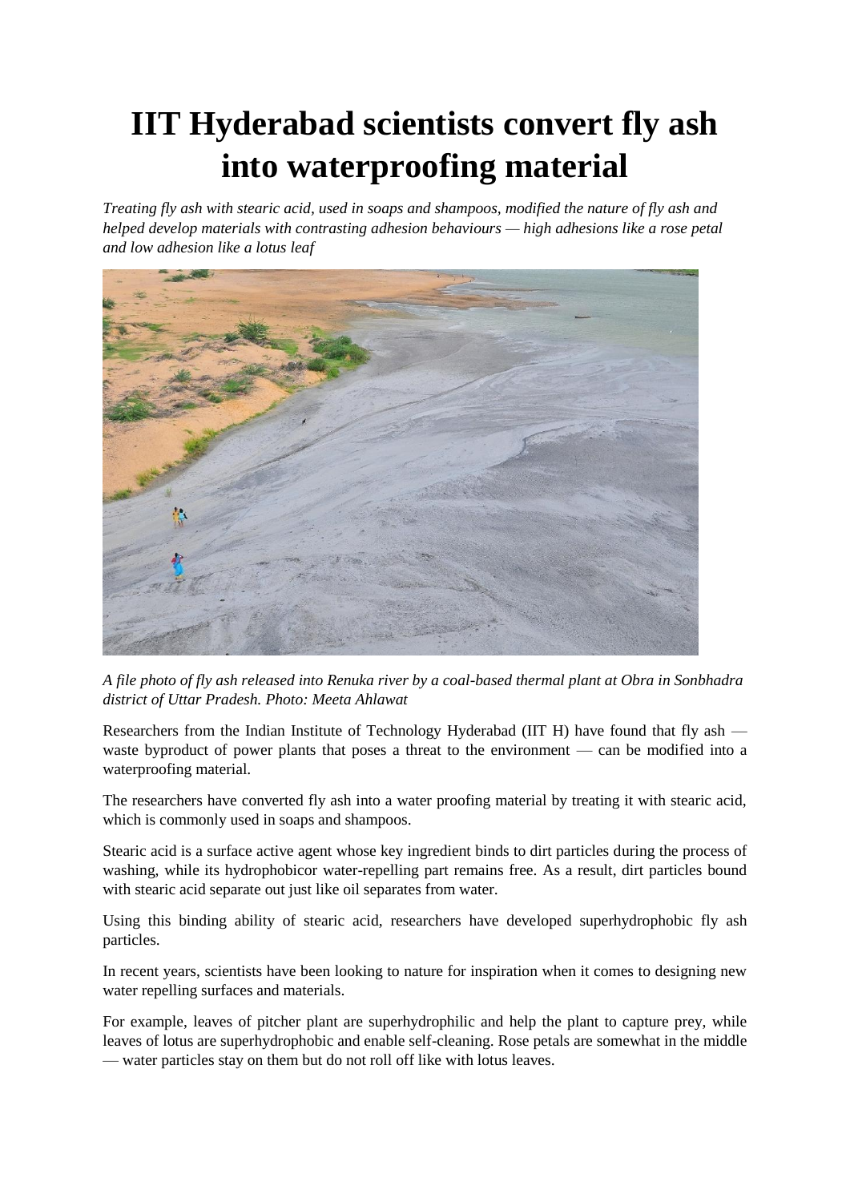# IIT Hyderabad scientists convert fly ash into waterproofing material

*Treating fly ash with stearic acid, used in soaps and shampoos, modified the nature of fly ash and helped develop materials with contrasting adhesion behaviours — high adhesions like a rose petal and low adhesion like a lotus leaf*

*A file photo of fly ash released into Renuka river by a coal-based thermal plant at Obra in Sonbhadra district of Uttar Pradesh. Photo: Meeta Ahlawat*

Researchers from the Indian Institute of Technology Hyderabad (IIT H) have found that fly ash — waste byproduct of power plants that poses a threat to the environment — can be modified into a waterproofing material.

The researchers have converted fly ash into a water proofing material by treating it with stearic acid, which is commonly used in soaps and shampoos.

Stearic acid is a surface active agent whose key ingredient binds to dirt particles during the process of washing, while its hydrophobicor water-repelling part remains free. As a result, dirt particles bound with stearic acid separate out just like oil separates from water.

Using this binding ability of stearic acid, researchers have developed superhydrophobic fly ash particles.

In recent years, scientists have been looking to nature for inspiration when it comes to designing new water repelling surfaces and materials.

For example, leaves of pitcher plant are superhydrophilic and help the plant to capture prey, while leaves of lotus are superhydrophobic and enable self-cleaning. Rose petals are somewhat in the middle — water particles stay on them but do not roll off like with lotus leaves.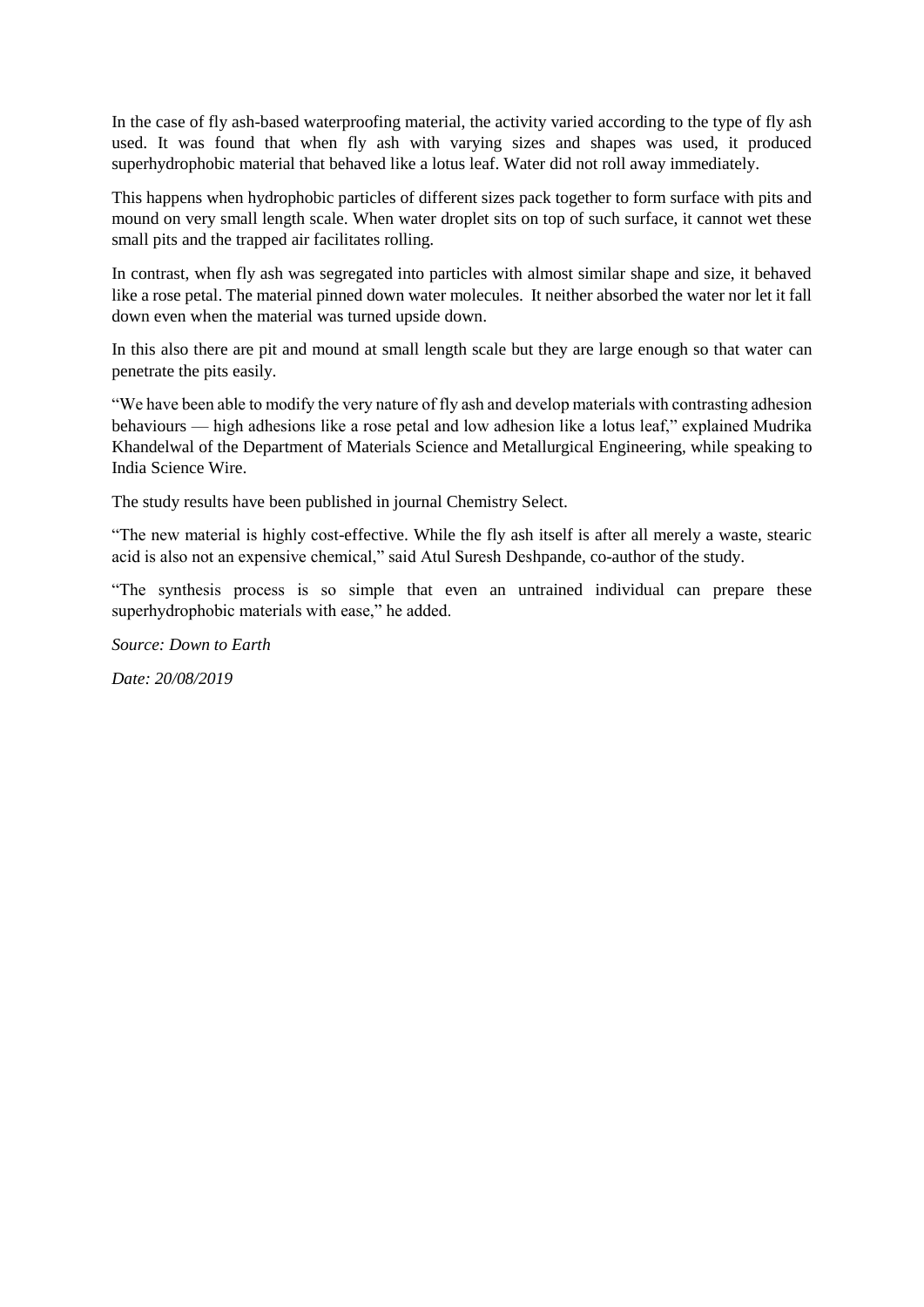In the case of fly ash-based waterproofing material, the activity varied according to the type of fly ash used. It was found that when fly ash with varying sizes and shapes was used, it produced superhydrophobic material that behaved like a lotus leaf. Water did not roll away immediately.

This happens when hydrophobic particles of different sizes pack together to form surface with pits and mound on very small length scale. When water droplet sits on top of such surface, it cannot wet these small pits and the trapped air facilitates rolling.

In contrast, when fly ash was segregated into particles with almost similar shape and size, it behaved like a rose petal. The material pinned down water molecules. It neither absorbed the water nor let it fall down even when the material was turned upside down.

In this also there are pit and mound at small length scale but they are large enough so that water can penetrate the pits easily.

"We have been able to modify the very nature of fly ash and develop materials with contrasting adhesion behaviours — high adhesions like a rose petal and low adhesion like a lotus leaf," explained Mudrika Khandelwal of the Department of Materials Science and Metallurgical Engineering, while speaking to India Science Wire.

The study results have been published in journal Chemistry Select.

"The new material is highly cost-effective. While the fly ash itself is after all merely a waste, stearic acid is also not an expensive chemical," said Atul Suresh Deshpande, co-author of the study.

"The synthesis process is so simple that even an untrained individual can prepare these superhydrophobic materials with ease," he added.

*Source: Down to Earth*

*Date: 20/08/2019*